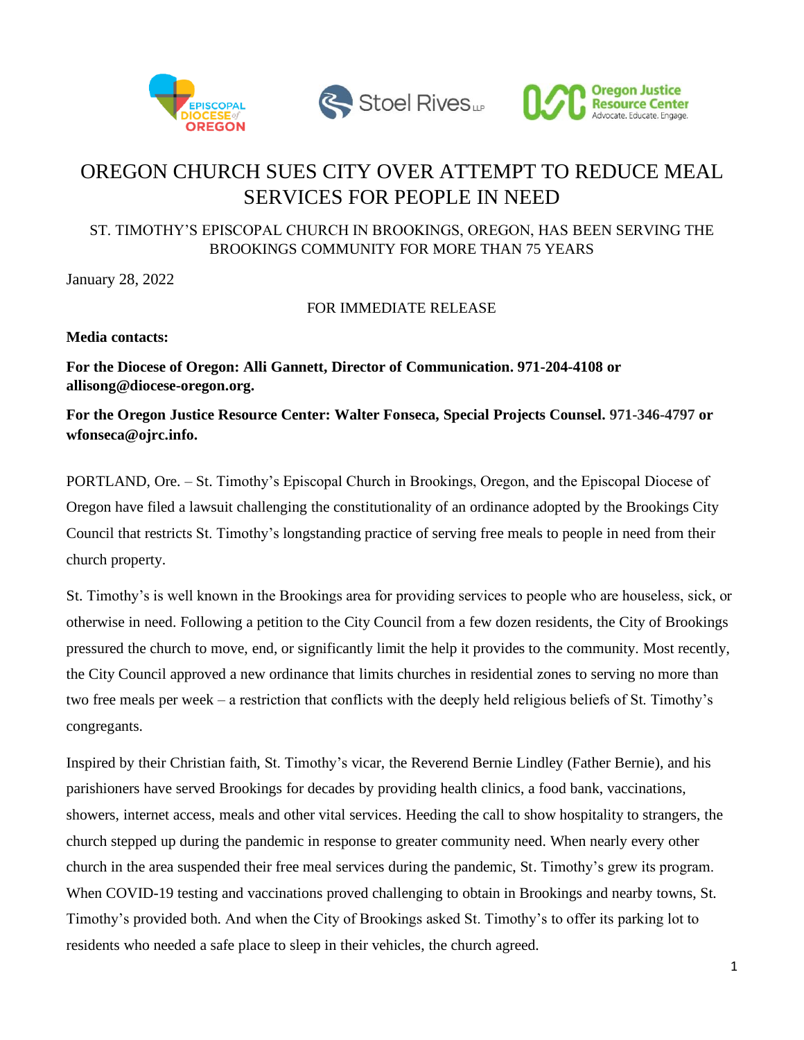# OREGON CHURCH SUES CITY OVER ATTEMPT TO REDUCE MEAL SERVICES FOR PEOPLE IN NEED

## ST. TIMOTHY'S EPISCOPAL CHURCH IN BROOKINGS, OREGON, HAS BEEN SERVING THE BROOKINGS COMMUNITY FOR MORE THAN 75 YEARS

January 28, 2022

FOR IMMEDIATE RELEASE

**Media contacts:**

**For the Diocese of Oregon: Alli Gannett, Director of Communication. 971-204-4108 or allisong@diocese-oregon.org.**

**For the Oregon Justice Resource Center: Walter Fonseca, Special Projects Counsel. 971-346-4797 or wfonseca@ojrc.info.**

PORTLAND, Ore. – St. Timothy's Episcopal Church in Brookings, Oregon, and the Episcopal Diocese of Oregon have filed a lawsuit challenging the constitutionality of an ordinance adopted by the Brookings City Council that restricts St. Timothy's longstanding practice of serving free meals to people in need from their church property.

St. Timothy's is well known in the Brookings area for providing services to people who are houseless, sick, or otherwise in need. Following a petition to the City Council from a few dozen residents, the City of Brookings pressured the church to move, end, or significantly limit the help it provides to the community. Most recently, the City Council approved a new ordinance that limits churches in residential zones to serving no more than two free meals per week – a restriction that conflicts with the deeply held religious beliefs of St. Timothy's congregants.

Inspired by their Christian faith, St. Timothy's vicar, the Reverend Bernie Lindley (Father Bernie), and his parishioners have served Brookings for decades by providing health clinics, a food bank, vaccinations, showers, internet access, meals and other vital services. Heeding the call to show hospitality to strangers, the church stepped up during the pandemic in response to greater community need. When nearly every other church in the area suspended their free meal services during the pandemic, St. Timothy's grew its program. When COVID-19 testing and vaccinations proved challenging to obtain in Brookings and nearby towns, St. Timothy's provided both. And when the City of Brookings asked St. Timothy's to offer its parking lot to residents who needed a safe place to sleep in their vehicles, the church agreed.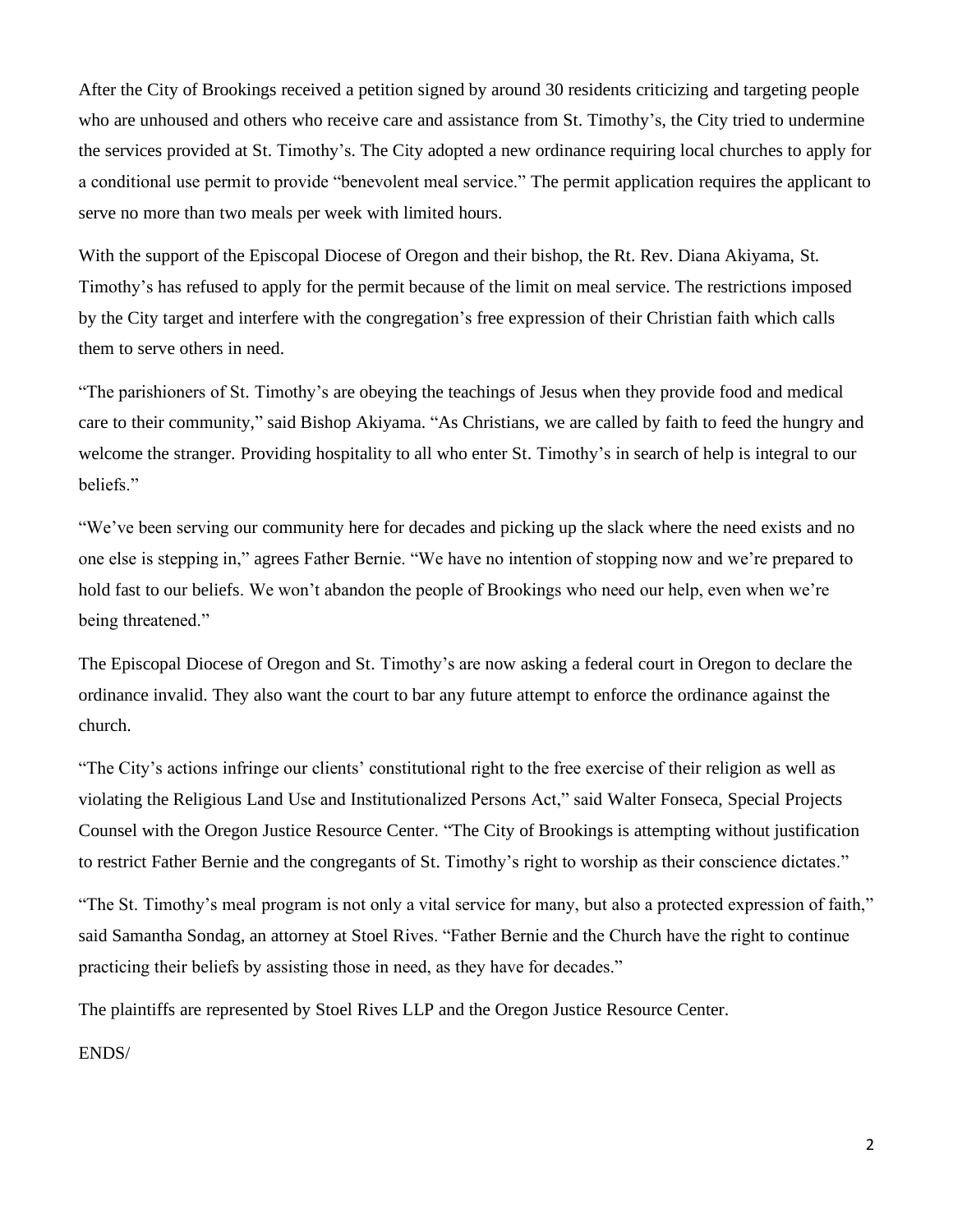After the City of Brookings received a petition signed by around 30 residents criticizing and targeting people who are unhoused and others who receive care and assistance from St. Timothy's, the City tried to undermine the services provided at St. Timothy's. The City adopted a new ordinance requiring local churches to apply for a conditional use permit to provide "benevolent meal service." The permit application requires the applicant to serve no more than two meals per week with limited hours.

With the support of the Episcopal Diocese of Oregon and their bishop, the Rt. Rev. Diana Akiyama, St. Timothy's has refused to apply for the permit because of the limit on meal service. The restrictions imposed by the City target and interfere with the congregation's free expression of their Christian faith which calls them to serve others in need.

"The parishioners of St. Timothy's are obeying the teachings of Jesus when they provide food and medical care to their community," said Bishop Akiyama. "As Christians, we are called by faith to feed the hungry and welcome the stranger. Providing hospitality to all who enter St. Timothy's in search of help is integral to our beliefs."

"We've been serving our community here for decades and picking up the slack where the need exists and no one else is stepping in," agrees Father Bernie. "We have no intention of stopping now and we're prepared to hold fast to our beliefs. We won't abandon the people of Brookings who need our help, even when we're being threatened."

The Episcopal Diocese of Oregon and St. Timothy's are now asking a federal court in Oregon to declare the ordinance invalid. They also want the court to bar any future attempt to enforce the ordinance against the church.

"The City's actions infringe our clients' constitutional right to the free exercise of their religion as well as violating the Religious Land Use and Institutionalized Persons Act," said Walter Fonseca, Special Projects Counsel with the Oregon Justice Resource Center. "The City of Brookings is attempting without justification to restrict Father Bernie and the congregants of St. Timothy's right to worship as their conscience dictates."

"The St. Timothy's meal program is not only a vital service for many, but also a protected expression of faith," said Samantha Sondag, an attorney at Stoel Rives. "Father Bernie and the Church have the right to continue practicing their beliefs by assisting those in need, as they have for decades."

The plaintiffs are represented by Stoel Rives LLP and the Oregon Justice Resource Center.

ENDS/